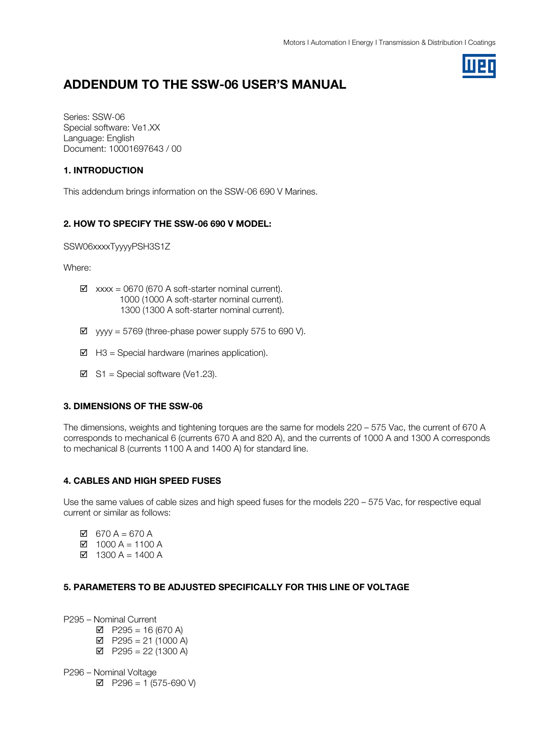# ADDENDUM TO THE SSW-06 USER'S MANUAL

Series: SSW-06
Special software: Ve1.XX
Language: English
Document: 10001697643 / 00

## 1. INTRODUCTION

This addendum brings information on the SSW-06 690 V Marines.

## 2. HOW TO SPECIFY THE SSW-06 690 V MODEL:

SSW06xxxxTyyyyPSH3S1Z

Where:

- ☑ xxxx = 0670 (670 A soft-starter nominal current).
  1000 (1000 A soft-starter nominal current).
  1300 (1300 A soft-starter nominal current).
- ☑ yyyy = 5769 (three-phase power supply 575 to 690 V).
- ☑ H3 = Special hardware (marines application).
- ☑ S1 = Special software (Ve1.23).

## 3. DIMENSIONS OF THE SSW-06

The dimensions, weights and tightening torques are the same for models 220 – 575 Vac, the current of 670 A corresponds to mechanical 6 (currents 670 A and 820 A), and the currents of 1000 A and 1300 A corresponds to mechanical 8 (currents 1100 A and 1400 A) for standard line.

## 4. CABLES AND HIGH SPEED FUSES

Use the same values of cable sizes and high speed fuses for the models 220 – 575 Vac, for respective equal current or similar as follows:

- ☑ 670 A = 670 A
- ☑ 1000 A = 1100 A
- ☑ 1300 A = 1400 A

## 5. PARAMETERS TO BE ADJUSTED SPECIFICALLY FOR THIS LINE OF VOLTAGE

P295 – Nominal Current

- ☑ P295 = 16 (670 A)
- ☑ P295 = 21 (1000 A)
- ☑ P295 = 22 (1300 A)

P296 – Nominal Voltage

- ☑ P296 = 1 (575-690 V)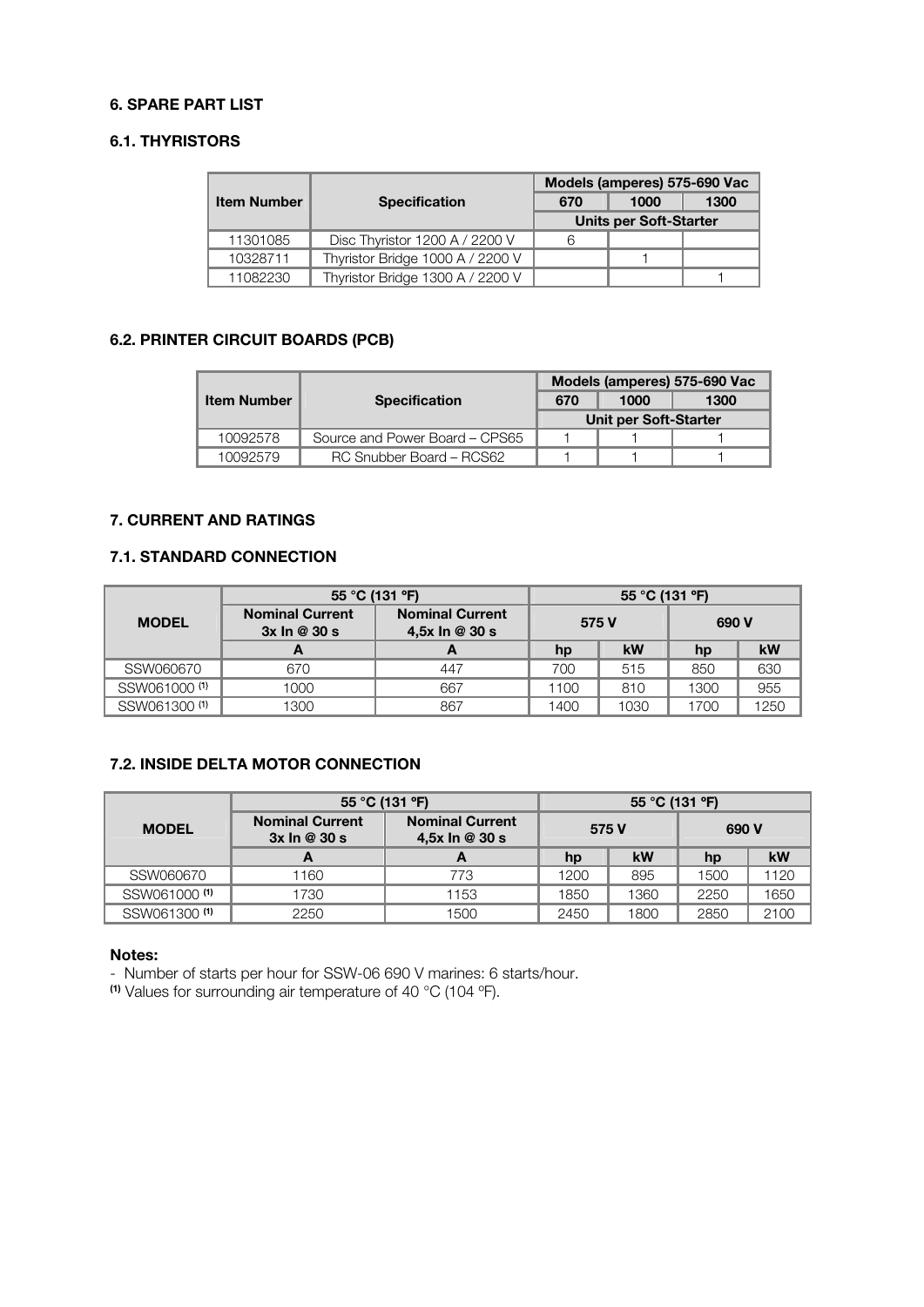### 6. SPARE PART LIST

#### 6.1. THYRISTORS

| Item Number | Specification | Models (amperes) 575-690 Vac | | |
|---|---|---|---|---|
| | | 670 | 1000 | 1300 |
| | | Units per Soft-Starter | | |
| 11301085 | Disc Thyristor 1200 A / 2200 V | 6 | | |
| 10328711 | Thyristor Bridge 1000 A / 2200 V | | 1 | |
| 11082230 | Thyristor Bridge 1300 A / 2200 V | | | 1 |

#### 6.2. PRINTER CIRCUIT BOARDS (PCB)

| Item Number | Specification | Models (amperes) 575-690 Vac | | |
|---|---|---|---|---|
| | | 670 | 1000 | 1300 |
| | | Unit per Soft-Starter | | |
| 10092578 | Source and Power Board – CPS65 | 1 | 1 | 1 |
| 10092579 | RC Snubber Board – RCS62 | 1 | 1 | 1 |

### 7. CURRENT AND RATINGS

#### 7.1. STANDARD CONNECTION

| MODEL | 55 °C (131 ºF) | | 55 °C (131 ºF) | | | |
|---|---|---|---|---|---|---|
| | Nominal Current 3x In @ 30 s | Nominal Current 4,5x In @ 30 s | 575 V | | 690 V | |
| | A | A | hp | kW | hp | kW |
| SSW060670 | 670 | 447 | 700 | 515 | 850 | 630 |
| SSW061000 [(1)] | 1000 | 667 | 1100 | 810 | 1300 | 955 |
| SSW061300 [(1)] | 1300 | 867 | 1400 | 1030 | 1700 | 1250 |

#### 7.2. INSIDE DELTA MOTOR CONNECTION

| MODEL | 55 °C (131 ºF) | | 55 °C (131 ºF) | | | |
|---|---|---|---|---|---|---|
| | Nominal Current 3x In @ 30 s | Nominal Current 4,5x In @ 30 s | 575 V | | 690 V | |
| | A | A | hp | kW | hp | kW |
| SSW060670 | 1160 | 773 | 1200 | 895 | 1500 | 1120 |
| SSW061000 [(1)] | 1730 | 1153 | 1850 | 1360 | 2250 | 1650 |
| SSW061300 [(1)] | 2250 | 1500 | 2450 | 1800 | 2850 | 2100 |

**Notes:**

- Number of starts per hour for SSW-06 690 V marines: 6 starts/hour.

[(1)] Values for surrounding air temperature of 40 °C (104 ºF).